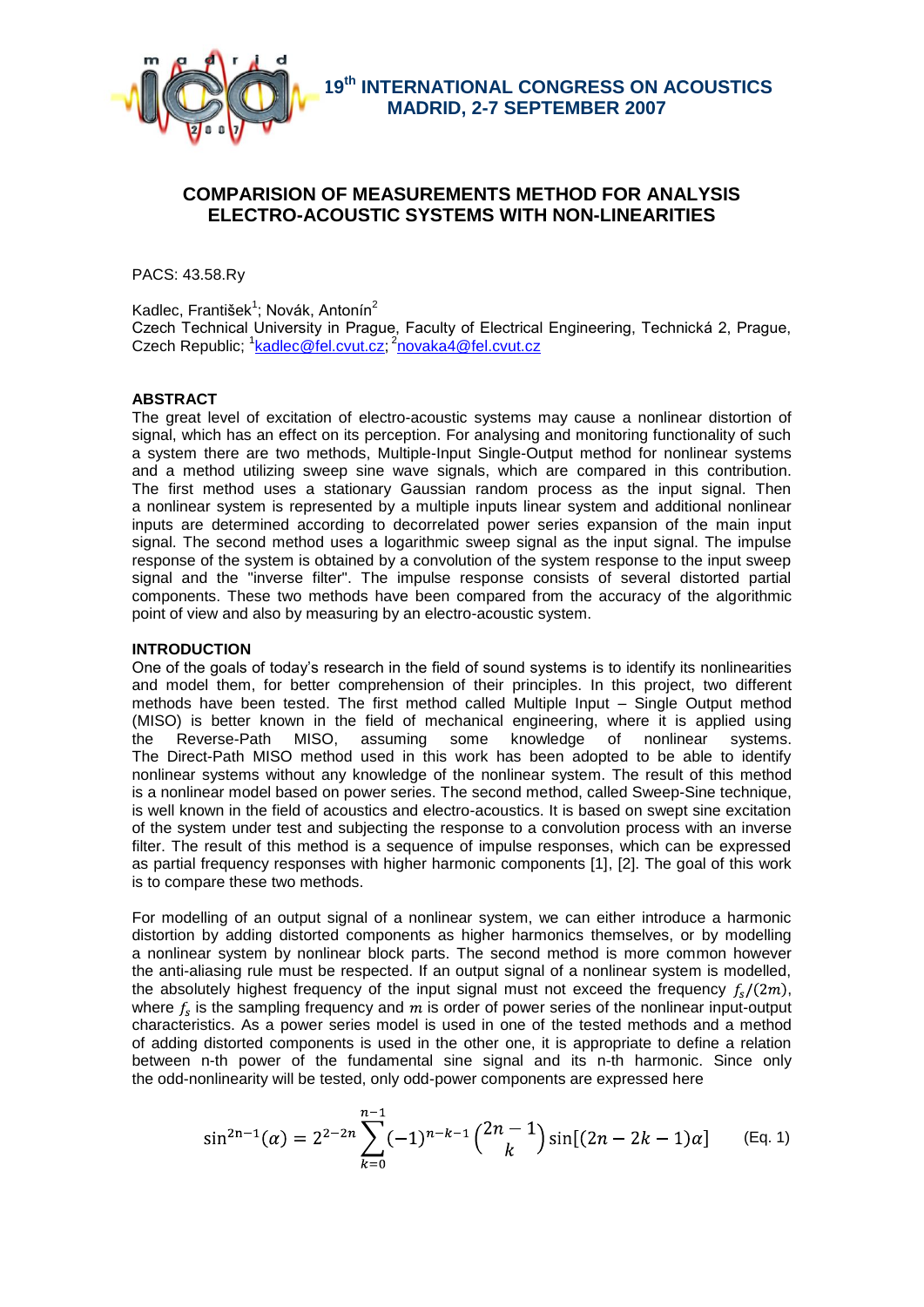19th INTERNATIONAL CONGRESS ON ACOUSTICS
MADRID, 2-7 SEPTEMBER 2007

# COMPARISION OF MEASUREMENTS METHOD FOR ANALYSIS ELECTRO-ACOUSTIC SYSTEMS WITH NON-LINEARITIES

PACS: 43.58.Ry

Kadlec, František[1]; Novák, Antonín[2]
Czech Technical University in Prague, Faculty of Electrical Engineering, Technická 2, Prague, Czech Republic; [1]kadlec@fel.cvut.cz; [2]novaka4@fel.cvut.cz

## ABSTRACT

The great level of excitation of electro-acoustic systems may cause a nonlinear distortion of signal, which has an effect on its perception. For analysing and monitoring functionality of such a system there are two methods, Multiple-Input Single-Output method for nonlinear systems and a method utilizing sweep sine wave signals, which are compared in this contribution. The first method uses a stationary Gaussian random process as the input signal. Then a nonlinear system is represented by a multiple inputs linear system and additional nonlinear inputs are determined according to decorrelated power series expansion of the main input signal. The second method uses a logarithmic sweep signal as the input signal. The impulse response of the system is obtained by a convolution of the system response to the input sweep signal and the "inverse filter". The impulse response consists of several distorted partial components. These two methods have been compared from the accuracy of the algorithmic point of view and also by measuring by an electro-acoustic system.

## INTRODUCTION

One of the goals of today's research in the field of sound systems is to identify its nonlinearities and model them, for better comprehension of their principles. In this project, two different methods have been tested. The first method called Multiple Input – Single Output method (MISO) is better known in the field of mechanical engineering, where it is applied using the Reverse-Path MISO, assuming some knowledge of nonlinear systems. The Direct-Path MISO method used in this work has been adopted to be able to identify nonlinear systems without any knowledge of the nonlinear system. The result of this method is a nonlinear model based on power series. The second method, called Sweep-Sine technique, is well known in the field of acoustics and electro-acoustics. It is based on swept sine excitation of the system under test and subjecting the response to a convolution process with an inverse filter. The result of this method is a sequence of impulse responses, which can be expressed as partial frequency responses with higher harmonic components [1], [2]. The goal of this work is to compare these two methods.

For modelling of an output signal of a nonlinear system, we can either introduce a harmonic distortion by adding distorted components as higher harmonics themselves, or by modelling a nonlinear system by nonlinear block parts. The second method is more common however the anti-aliasing rule must be respected. If an output signal of a nonlinear system is modelled, the absolutely highest frequency of the input signal must not exceed the frequency $f_s/(2m)$, where $f_s$ is the sampling frequency and $m$ is order of power series of the nonlinear input-output characteristics. As a power series model is used in one of the tested methods and a method of adding distorted components is used in the other one, it is appropriate to define a relation between n-th power of the fundamental sine signal and its n-th harmonic. Since only the odd-nonlinearity will be tested, only odd-power components are expressed here

$$\sin^{2n-1}(\alpha) = 2^{2-2n} \sum_{k=0}^{n-1} (-1)^{n-k-1} \binom{2n-1}{k} \sin[(2n-2k-1)\alpha] \qquad \text{(Eq. 1)}$$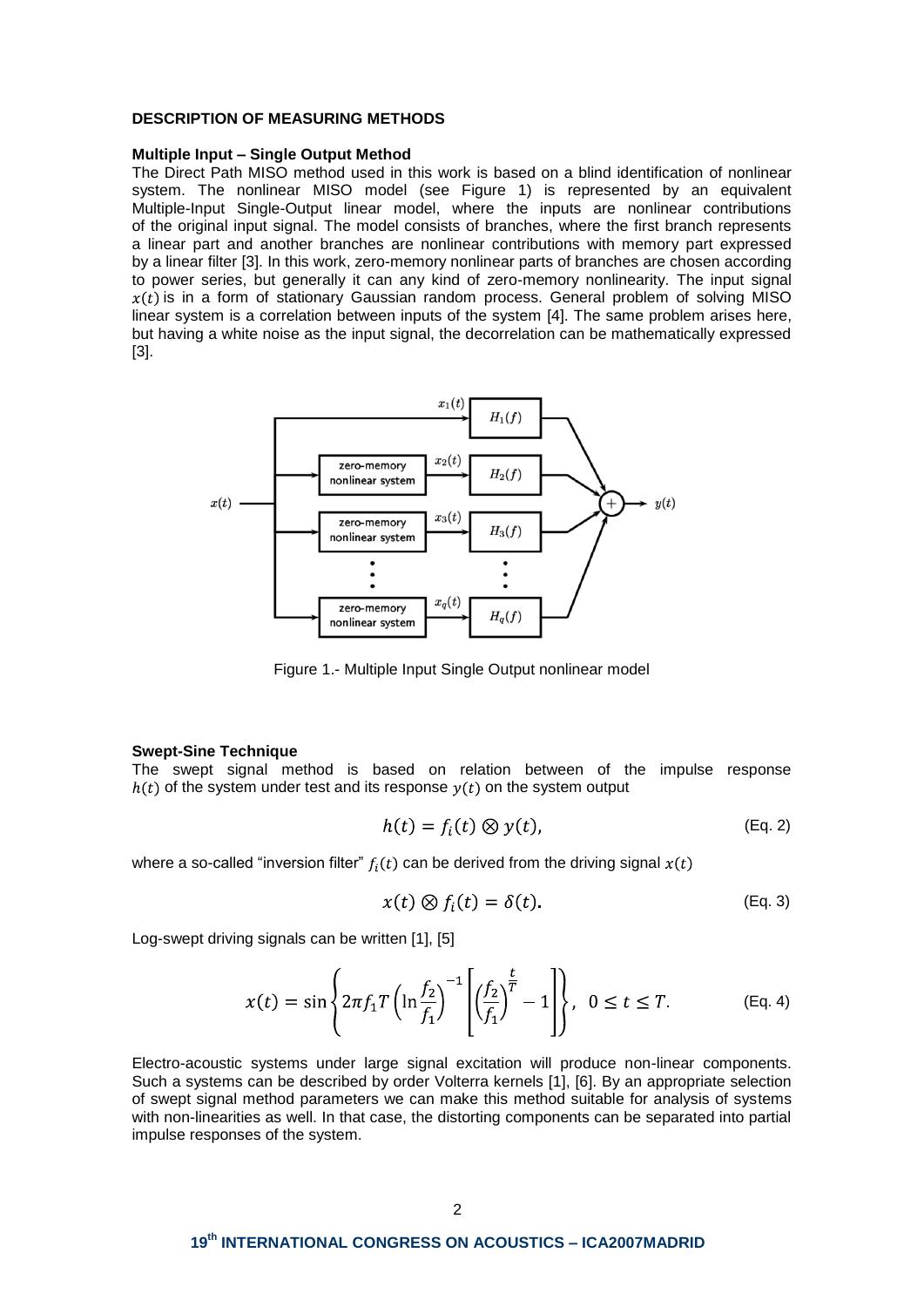## DESCRIPTION OF MEASURING METHODS

### Multiple Input – Single Output Method

The Direct Path MISO method used in this work is based on a blind identification of nonlinear system. The nonlinear MISO model (see Figure 1) is represented by an equivalent Multiple-Input Single-Output linear model, where the inputs are nonlinear contributions of the original input signal. The model consists of branches, where the first branch represents a linear part and another branches are nonlinear contributions with memory part expressed by a linear filter [3]. In this work, zero-memory nonlinear parts of branches are chosen according to power series, but generally it can any kind of zero-memory nonlinearity. The input signal $x(t)$ is in a form of stationary Gaussian random process. General problem of solving MISO linear system is a correlation between inputs of the system [4]. The same problem arises here, but having a white noise as the input signal, the decorrelation can be mathematically expressed [3].

Figure 1.- Multiple Input Single Output nonlinear model

### Swept-Sine Technique

The swept signal method is based on relation between of the impulse response $h(t)$ of the system under test and its response $y(t)$ on the system output

$$h(t) = f_i(t) \otimes y(t), \qquad \text{(Eq. 2)}$$

where a so-called "inversion filter" $f_i(t)$ can be derived from the driving signal $x(t)$

$$x(t) \otimes f_i(t) = \delta(t). \qquad \text{(Eq. 3)}$$

Log-swept driving signals can be written [1], [5]

$$x(t) = \sin\left\{2\pi f_1 T \left(\ln\frac{f_2}{f_1}\right)^{-1}\left[\left(\frac{f_2}{f_1}\right)^{\frac{t}{T}} - 1\right]\right\}, \quad 0 \leq t \leq T. \qquad \text{(Eq. 4)}$$

Electro-acoustic systems under large signal excitation will produce non-linear components. Such a systems can be described by order Volterra kernels [1], [6]. By an appropriate selection of swept signal method parameters we can make this method suitable for analysis of systems with non-linearities as well. In that case, the distorting components can be separated into partial impulse responses of the system.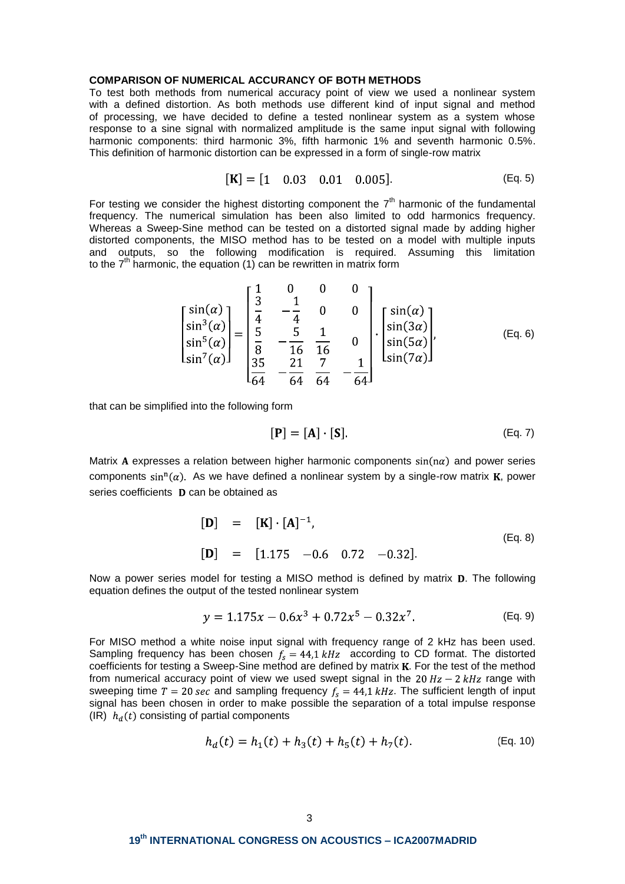## COMPARISON OF NUMERICAL ACCURANCY OF BOTH METHODS

To test both methods from numerical accuracy point of view we used a nonlinear system with a defined distortion. As both methods use different kind of input signal and method of processing, we have decided to define a tested nonlinear system as a system whose response to a sine signal with normalized amplitude is the same input signal with following harmonic components: third harmonic 3%, fifth harmonic 1% and seventh harmonic 0.5%. This definition of harmonic distortion can be expressed in a form of single-row matrix

$$[\mathbf{K}] = [1 \quad 0.03 \quad 0.01 \quad 0.005]. \tag{Eq. 5}$$

For testing we consider the highest distorting component the 7th harmonic of the fundamental frequency. The numerical simulation has been also limited to odd harmonics frequency. Whereas a Sweep-Sine method can be tested on a distorted signal made by adding higher distorted components, the MISO method has to be tested on a model with multiple inputs and outputs, so the following modification is required. Assuming this limitation to the 7th harmonic, the equation (1) can be rewritten in matrix form

$$\begin{bmatrix} \sin(\alpha) \\ \sin^3(\alpha) \\ \sin^5(\alpha) \\ \sin^7(\alpha) \end{bmatrix} = \begin{bmatrix} 1 & 0 & 0 & 0 \\ \frac{3}{4} & -\frac{1}{4} & 0 & 0 \\ \frac{5}{8} & -\frac{5}{16} & \frac{1}{16} & 0 \\ \frac{35}{64} & -\frac{21}{64} & \frac{7}{64} & -\frac{1}{64} \end{bmatrix} \cdot \begin{bmatrix} \sin(\alpha) \\ \sin(3\alpha) \\ \sin(5\alpha) \\ \sin(7\alpha) \end{bmatrix}, \tag{Eq. 6}$$

that can be simplified into the following form

$$[\mathbf{P}] = [\mathbf{A}] \cdot [\mathbf{S}]. \tag{Eq. 7}$$

Matrix $\mathbf{A}$ expresses a relation between higher harmonic components $\sin(\mathrm{n}\alpha)$ and power series components $\sin^{\mathrm{n}}(\alpha)$. As we have defined a nonlinear system by a single-row matrix $\mathbf{K}$, power series coefficients $\mathbf{D}$ can be obtained as

$$\begin{aligned} [\mathbf{D}] &= [\mathbf{K}] \cdot [\mathbf{A}]^{-1}, \\ [\mathbf{D}] &= [1.175 \quad -0.6 \quad 0.72 \quad -0.32]. \end{aligned} \tag{Eq. 8}$$

Now a power series model for testing a MISO method is defined by matrix $\mathbf{D}$. The following equation defines the output of the tested nonlinear system

$$y = 1.175x - 0.6x^3 + 0.72x^5 - 0.32x^7. \tag{Eq. 9}$$

For MISO method a white noise input signal with frequency range of 2 kHz has been used. Sampling frequency has been chosen $f_s = 44{,}1\ kHz$ according to CD format. The distorted coefficients for testing a Sweep-Sine method are defined by matrix $\mathbf{K}$. For the test of the method from numerical accuracy point of view we used swept signal in the $20\ Hz - 2\ kHz$ range with sweeping time $T = 20\ sec$ and sampling frequency $f_s = 44{,}1\ kHz$. The sufficient length of input signal has been chosen in order to make possible the separation of a total impulse response (IR) $h_d(t)$ consisting of partial components

$$h_d(t) = h_1(t) + h_3(t) + h_5(t) + h_7(t). \tag{Eq. 10}$$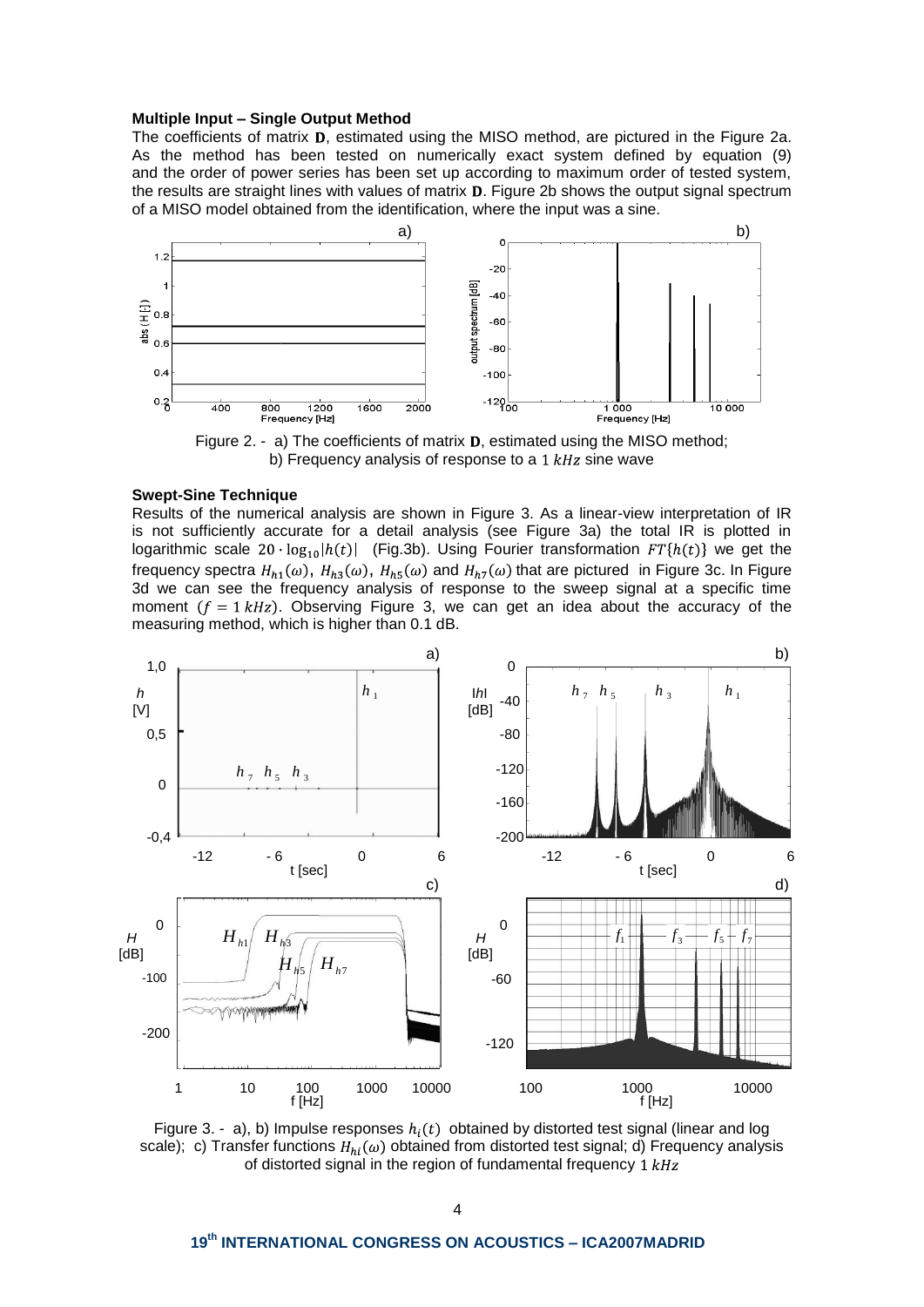**Multiple Input – Single Output Method**

The coefficients of matrix $\mathbf{D}$, estimated using the MISO method, are pictured in the Figure 2a. As the method has been tested on numerically exact system defined by equation (9) and the order of power series has been set up according to maximum order of tested system, the results are straight lines with values of matrix $\mathbf{D}$. Figure 2b shows the output signal spectrum of a MISO model obtained from the identification, where the input was a sine.

Figure 2. - a) The coefficients of matrix $\mathbf{D}$, estimated using the MISO method; b) Frequency analysis of response to a $1\ kHz$ sine wave

**Swept-Sine Technique**

Results of the numerical analysis are shown in Figure 3. As a linear-view interpretation of IR is not sufficiently accurate for a detail analysis (see Figure 3a) the total IR is plotted in logarithmic scale $20 \cdot \log_{10}|h(t)|$ (Fig.3b). Using Fourier transformation $FT\{h(t)\}$ we get the frequency spectra $H_{h1}(\omega)$, $H_{h3}(\omega)$, $H_{h5}(\omega)$ and $H_{h7}(\omega)$ that are pictured in Figure 3c. In Figure 3d we can see the frequency analysis of response to the sweep signal at a specific time moment $(f = 1\ kHz)$. Observing Figure 3, we can get an idea about the accuracy of the measuring method, which is higher than 0.1 dB.

Figure 3. - a), b) Impulse responses $h_i(t)$ obtained by distorted test signal (linear and log scale); c) Transfer functions $H_{hi}(\omega)$ obtained from distorted test signal; d) Frequency analysis of distorted signal in the region of fundamental frequency $1\ kHz$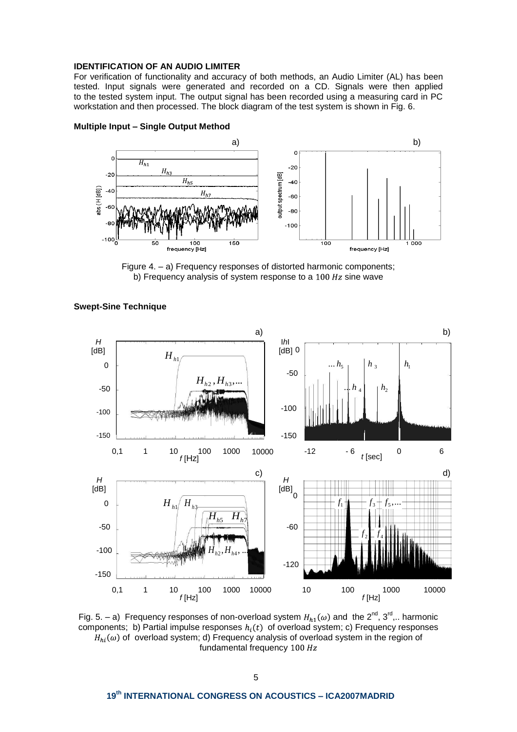### IDENTIFICATION OF AN AUDIO LIMITER

For verification of functionality and accuracy of both methods, an Audio Limiter (AL) has been tested. Input signals were generated and recorded on a CD. Signals were then applied to the tested system input. The output signal has been recorded using a measuring card in PC workstation and then processed. The block diagram of the test system is shown in Fig. 6.

#### Multiple Input – Single Output Method

Figure 4. – a) Frequency responses of distorted harmonic components; b) Frequency analysis of system response to a $100\ Hz$ sine wave

#### Swept-Sine Technique

Fig. 5. – a) Frequency responses of non-overload system $H_{h1}(\omega)$ and the 2[nd], 3[rd],.. harmonic components; b) Partial impulse responses $h_i(t)$ of overload system; c) Frequency responses $H_{hi}(\omega)$ of overload system; d) Frequency analysis of overload system in the region of fundamental frequency $100\ Hz$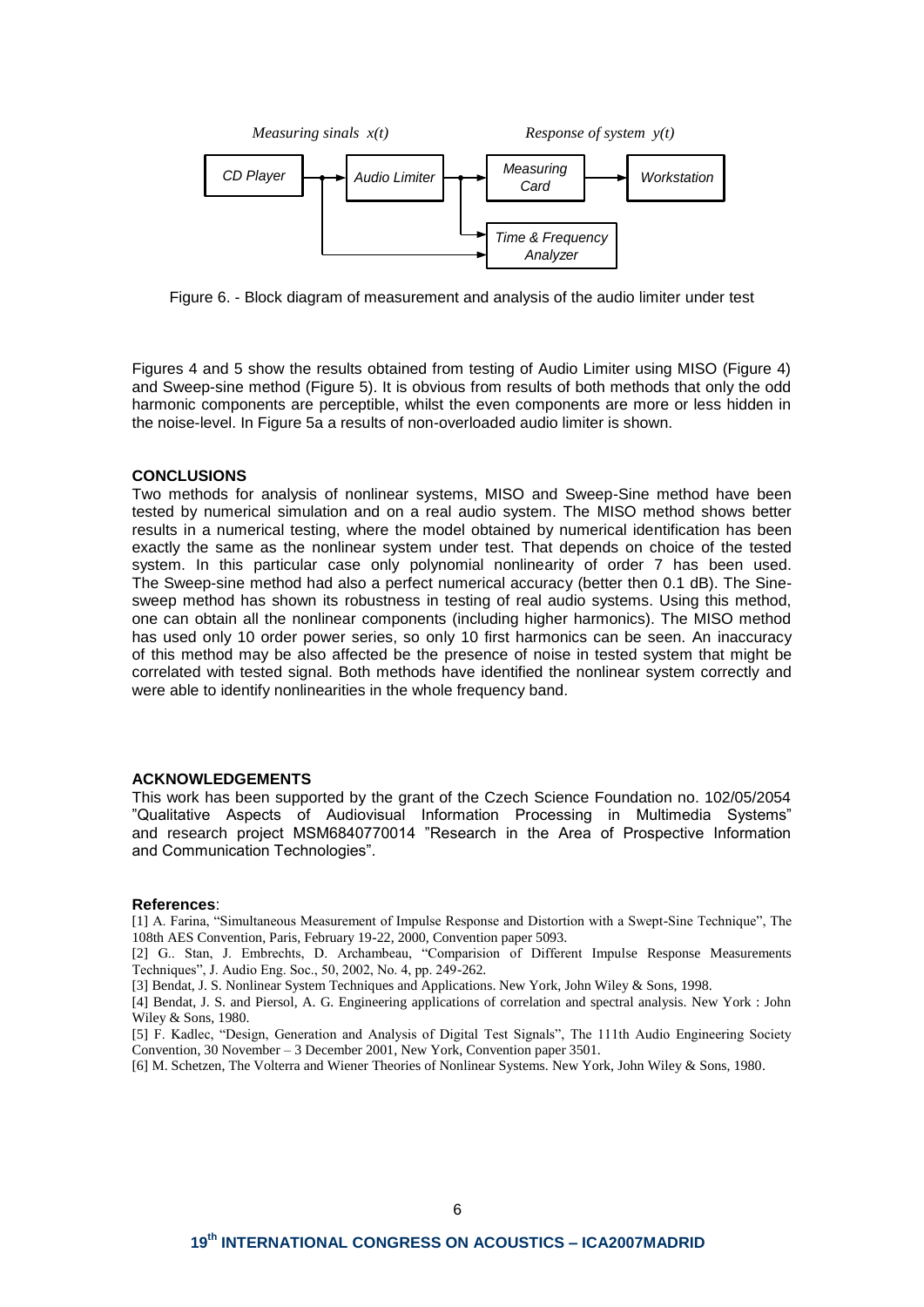Measuring sinals $x(t)$

Response of system $y(t)$

CD Player

Audio Limiter

Measuring Card

Workstation

Time & Frequency Analyzer

Figure 6. - Block diagram of measurement and analysis of the audio limiter under test

Figures 4 and 5 show the results obtained from testing of Audio Limiter using MISO (Figure 4) and Sweep-sine method (Figure 5). It is obvious from results of both methods that only the odd harmonic components are perceptible, whilst the even components are more or less hidden in the noise-level. In Figure 5a a results of non-overloaded audio limiter is shown.

## CONCLUSIONS

Two methods for analysis of nonlinear systems, MISO and Sweep-Sine method have been tested by numerical simulation and on a real audio system. The MISO method shows better results in a numerical testing, where the model obtained by numerical identification has been exactly the same as the nonlinear system under test. That depends on choice of the tested system. In this particular case only polynomial nonlinearity of order 7 has been used. The Sweep-sine method had also a perfect numerical accuracy (better then 0.1 dB). The Sine-sweep method has shown its robustness in testing of real audio systems. Using this method, one can obtain all the nonlinear components (including higher harmonics). The MISO method has used only 10 order power series, so only 10 first harmonics can be seen. An inaccuracy of this method may be also affected be the presence of noise in tested system that might be correlated with tested signal. Both methods have identified the nonlinear system correctly and were able to identify nonlinearities in the whole frequency band.

## ACKNOWLEDGEMENTS

This work has been supported by the grant of the Czech Science Foundation no. 102/05/2054 "Qualitative Aspects of Audiovisual Information Processing in Multimedia Systems" and research project MSM6840770014 "Research in the Area of Prospective Information and Communication Technologies".

**References**:

[1] A. Farina, "Simultaneous Measurement of Impulse Response and Distortion with a Swept-Sine Technique", The 108th AES Convention, Paris, February 19-22, 2000, Convention paper 5093.

[2] G.. Stan, J. Embrechts, D. Archambeau, "Comparision of Different Impulse Response Measurements Techniques", J. Audio Eng. Soc., 50, 2002, No. 4, pp. 249-262.

[3] Bendat, J. S. Nonlinear System Techniques and Applications. New York, John Wiley & Sons, 1998.

[4] Bendat, J. S. and Piersol, A. G. Engineering applications of correlation and spectral analysis. New York : John Wiley & Sons, 1980.

[5] F. Kadlec, "Design, Generation and Analysis of Digital Test Signals", The 111th Audio Engineering Society Convention, 30 November – 3 December 2001, New York, Convention paper 3501.

[6] M. Schetzen, The Volterra and Wiener Theories of Nonlinear Systems. New York, John Wiley & Sons, 1980.